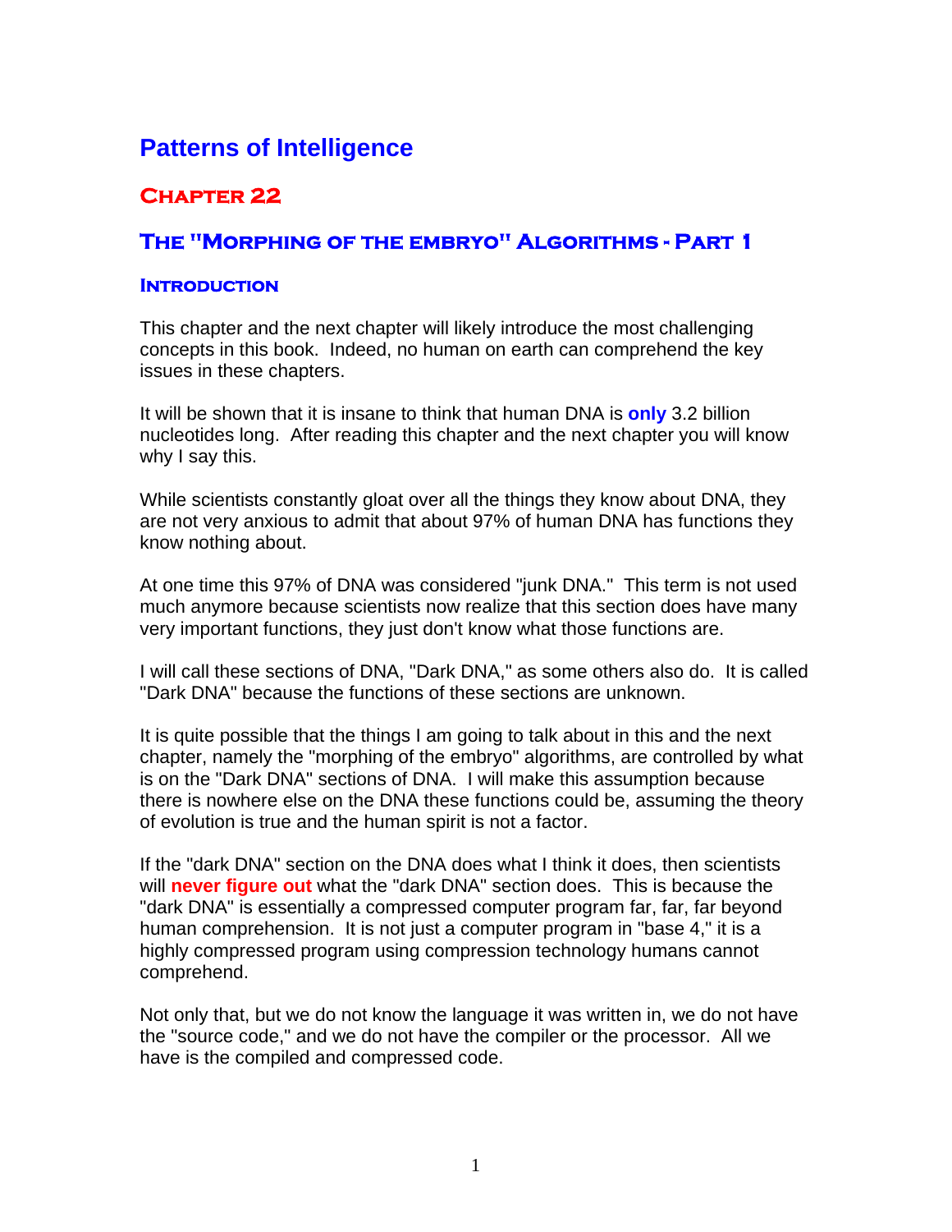# Patterns of Intelligence

## Chapter 22

## The "Morphing of the embryo" Algorithms - Part 1

### Introduction

This chapter and the next chapter will likely introduce the most challenging concepts in this book. Indeed, no human on earth can comprehend the key issues in these chapters.

It will be shown that it is insane to think that human DNA is **only** 3.2 billion nucleotides long. After reading this chapter and the next chapter you will know why I say this.

While scientists constantly gloat over all the things they know about DNA, they are not very anxious to admit that about 97% of human DNA has functions they know nothing about.

At one time this 97% of DNA was considered "junk DNA." This term is not used much anymore because scientists now realize that this section does have many very important functions, they just don't know what those functions are.

I will call these sections of DNA, "Dark DNA," as some others also do. It is called "Dark DNA" because the functions of these sections are unknown.

It is quite possible that the things I am going to talk about in this and the next chapter, namely the "morphing of the embryo" algorithms, are controlled by what is on the "Dark DNA" sections of DNA. I will make this assumption because there is nowhere else on the DNA these functions could be, assuming the theory of evolution is true and the human spirit is not a factor.

If the "dark DNA" section on the DNA does what I think it does, then scientists will **never figure out** what the "dark DNA" section does. This is because the "dark DNA" is essentially a compressed computer program far, far, far beyond human comprehension. It is not just a computer program in "base 4," it is a highly compressed program using compression technology humans cannot comprehend.

Not only that, but we do not know the language it was written in, we do not have the "source code," and we do not have the compiler or the processor. All we have is the compiled and compressed code.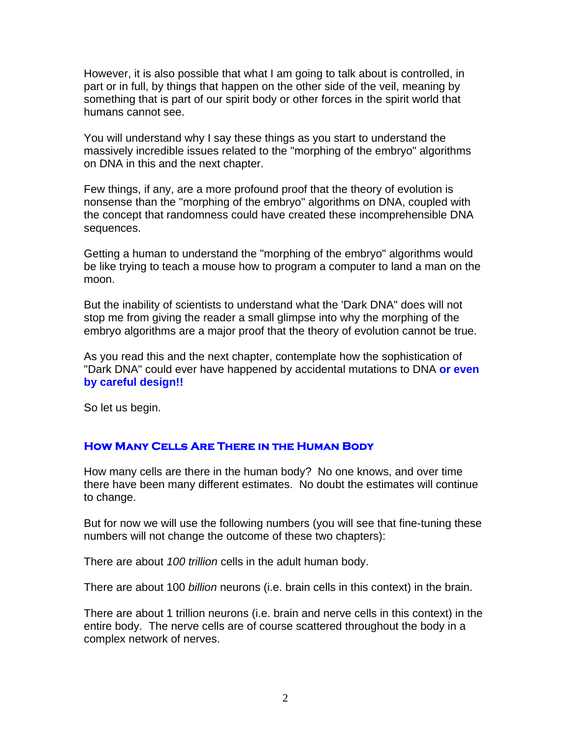However, it is also possible that what I am going to talk about is controlled, in part or in full, by things that happen on the other side of the veil, meaning by something that is part of our spirit body or other forces in the spirit world that humans cannot see.

You will understand why I say these things as you start to understand the massively incredible issues related to the "morphing of the embryo" algorithms on DNA in this and the next chapter.

Few things, if any, are a more profound proof that the theory of evolution is nonsense than the "morphing of the embryo" algorithms on DNA, coupled with the concept that randomness could have created these incomprehensible DNA sequences.

Getting a human to understand the "morphing of the embryo" algorithms would be like trying to teach a mouse how to program a computer to land a man on the moon.

But the inability of scientists to understand what the 'Dark DNA" does will not stop me from giving the reader a small glimpse into why the morphing of the embryo algorithms are a major proof that the theory of evolution cannot be true.

As you read this and the next chapter, contemplate how the sophistication of "Dark DNA" could ever have happened by accidental mutations to DNA **or even by careful design!!**

So let us begin.

## How Many Cells Are There in the Human Body

How many cells are there in the human body? No one knows, and over time there have been many different estimates. No doubt the estimates will continue to change.

But for now we will use the following numbers (you will see that fine-tuning these numbers will not change the outcome of these two chapters):

There are about *100 trillion* cells in the adult human body.

There are about 100 *billion* neurons (i.e. brain cells in this context) in the brain.

There are about 1 trillion neurons (i.e. brain and nerve cells in this context) in the entire body. The nerve cells are of course scattered throughout the body in a complex network of nerves.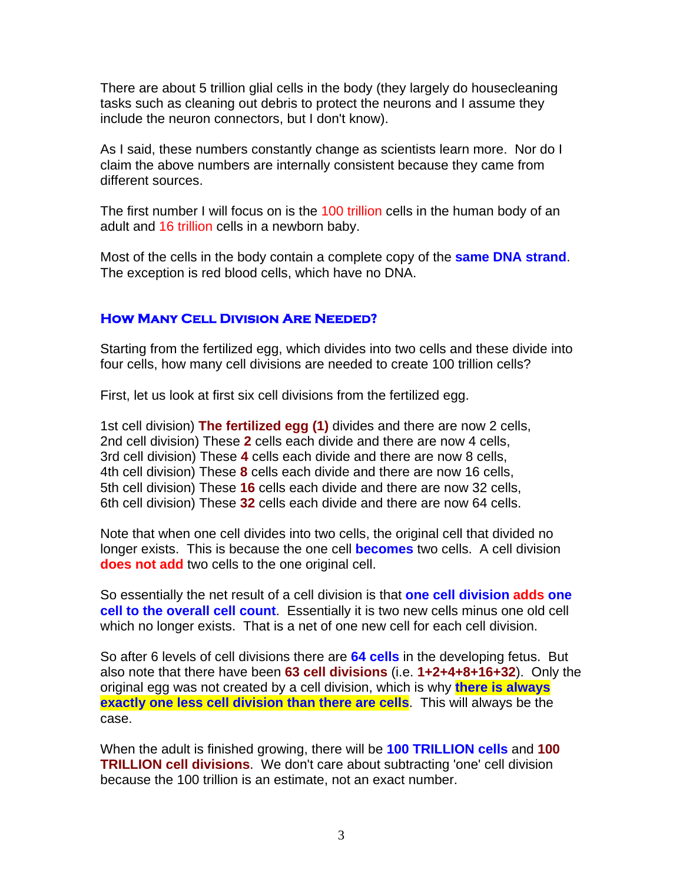There are about 5 trillion glial cells in the body (they largely do housecleaning tasks such as cleaning out debris to protect the neurons and I assume they include the neuron connectors, but I don't know).

As I said, these numbers constantly change as scientists learn more. Nor do I claim the above numbers are internally consistent because they came from different sources.

The first number I will focus on is the 100 trillion cells in the human body of an adult and 16 trillion cells in a newborn baby.

Most of the cells in the body contain a complete copy of the **same DNA strand**. The exception is red blood cells, which have no DNA.

## How Many Cell Division Are Needed?

Starting from the fertilized egg, which divides into two cells and these divide into four cells, how many cell divisions are needed to create 100 trillion cells?

First, let us look at first six cell divisions from the fertilized egg.

1st cell division) **The fertilized egg (1)** divides and there are now 2 cells,
2nd cell division) These **2** cells each divide and there are now 4 cells,
3rd cell division) These **4** cells each divide and there are now 8 cells,
4th cell division) These **8** cells each divide and there are now 16 cells,
5th cell division) These **16** cells each divide and there are now 32 cells,
6th cell division) These **32** cells each divide and there are now 64 cells.

Note that when one cell divides into two cells, the original cell that divided no longer exists. This is because the one cell **becomes** two cells. A cell division **does not add** two cells to the one original cell.

So essentially the net result of a cell division is that **one cell division adds one cell to the overall cell count**. Essentially it is two new cells minus one old cell which no longer exists. That is a net of one new cell for each cell division.

So after 6 levels of cell divisions there are **64 cells** in the developing fetus. But also note that there have been **63 cell divisions** (i.e. **1+2+4+8+16+32**). Only the original egg was not created by a cell division, which is why **there is always exactly one less cell division than there are cells**. This will always be the case.

When the adult is finished growing, there will be **100 TRILLION cells** and **100 TRILLION cell divisions**. We don't care about subtracting 'one' cell division because the 100 trillion is an estimate, not an exact number.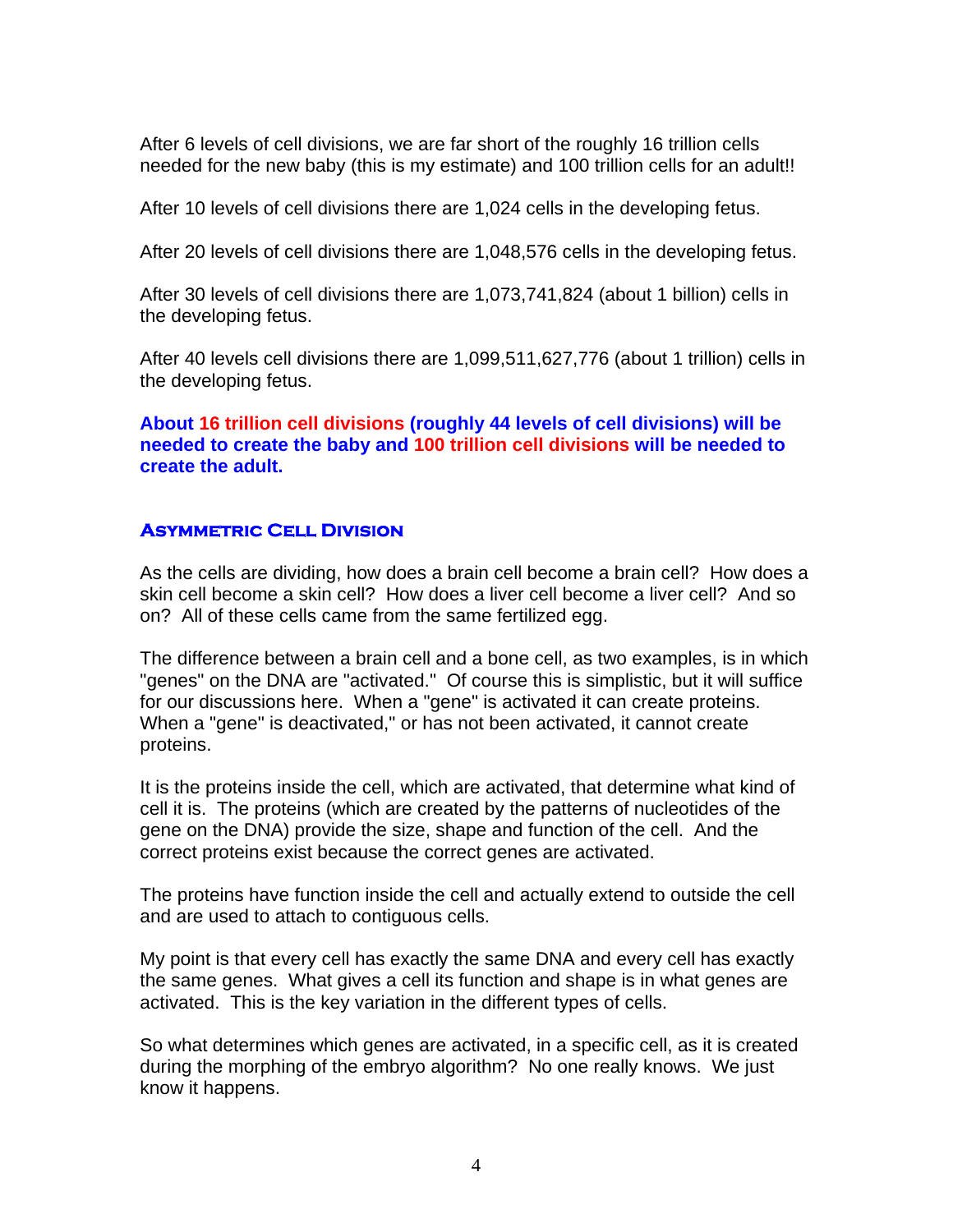After 6 levels of cell divisions, we are far short of the roughly 16 trillion cells needed for the new baby (this is my estimate) and 100 trillion cells for an adult!!

After 10 levels of cell divisions there are 1,024 cells in the developing fetus.

After 20 levels of cell divisions there are 1,048,576 cells in the developing fetus.

After 30 levels of cell divisions there are 1,073,741,824 (about 1 billion) cells in the developing fetus.

After 40 levels cell divisions there are 1,099,511,627,776 (about 1 trillion) cells in the developing fetus.

**About 16 trillion cell divisions (roughly 44 levels of cell divisions) will be needed to create the baby and 100 trillion cell divisions will be needed to create the adult.**

## Asymmetric Cell Division

As the cells are dividing, how does a brain cell become a brain cell? How does a skin cell become a skin cell? How does a liver cell become a liver cell? And so on? All of these cells came from the same fertilized egg.

The difference between a brain cell and a bone cell, as two examples, is in which "genes" on the DNA are "activated." Of course this is simplistic, but it will suffice for our discussions here. When a "gene" is activated it can create proteins. When a "gene" is deactivated," or has not been activated, it cannot create proteins.

It is the proteins inside the cell, which are activated, that determine what kind of cell it is. The proteins (which are created by the patterns of nucleotides of the gene on the DNA) provide the size, shape and function of the cell. And the correct proteins exist because the correct genes are activated.

The proteins have function inside the cell and actually extend to outside the cell and are used to attach to contiguous cells.

My point is that every cell has exactly the same DNA and every cell has exactly the same genes. What gives a cell its function and shape is in what genes are activated. This is the key variation in the different types of cells.

So what determines which genes are activated, in a specific cell, as it is created during the morphing of the embryo algorithm? No one really knows. We just know it happens.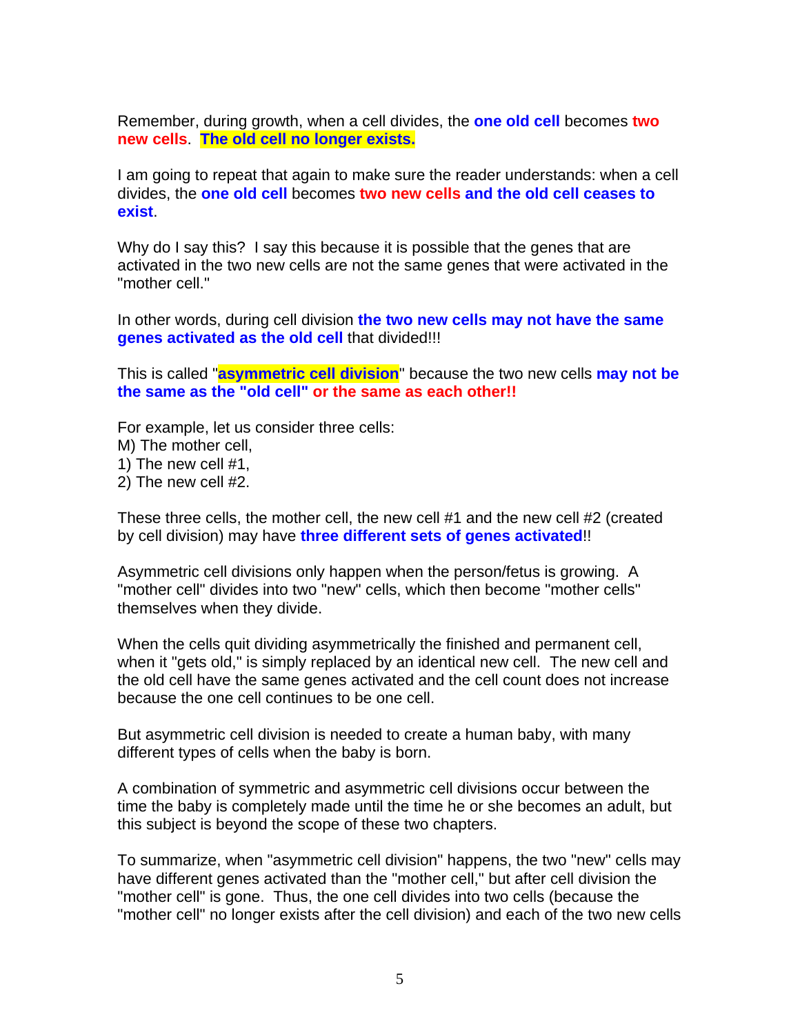Remember, during growth, when a cell divides, the **one old cell** becomes **two new cells**. **The old cell no longer exists.**

I am going to repeat that again to make sure the reader understands: when a cell divides, the **one old cell** becomes **two new cells and the old cell ceases to exist**.

Why do I say this? I say this because it is possible that the genes that are activated in the two new cells are not the same genes that were activated in the "mother cell."

In other words, during cell division **the two new cells may not have the same genes activated as the old cell** that divided!!!

This is called "**asymmetric cell division**" because the two new cells **may not be the same as the "old cell" or the same as each other!!**

For example, let us consider three cells:
M) The mother cell,
1) The new cell #1,
2) The new cell #2.

These three cells, the mother cell, the new cell #1 and the new cell #2 (created by cell division) may have **three different sets of genes activated**!!

Asymmetric cell divisions only happen when the person/fetus is growing. A "mother cell" divides into two "new" cells, which then become "mother cells" themselves when they divide.

When the cells quit dividing asymmetrically the finished and permanent cell, when it "gets old," is simply replaced by an identical new cell. The new cell and the old cell have the same genes activated and the cell count does not increase because the one cell continues to be one cell.

But asymmetric cell division is needed to create a human baby, with many different types of cells when the baby is born.

A combination of symmetric and asymmetric cell divisions occur between the time the baby is completely made until the time he or she becomes an adult, but this subject is beyond the scope of these two chapters.

To summarize, when "asymmetric cell division" happens, the two "new" cells may have different genes activated than the "mother cell," but after cell division the "mother cell" is gone. Thus, the one cell divides into two cells (because the "mother cell" no longer exists after the cell division) and each of the two new cells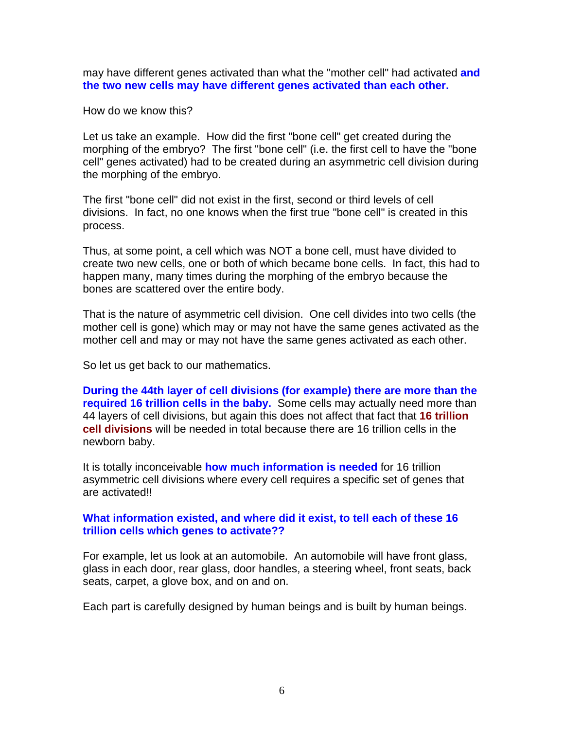may have different genes activated than what the "mother cell" had activated **and the two new cells may have different genes activated than each other.**

How do we know this?

Let us take an example. How did the first "bone cell" get created during the morphing of the embryo? The first "bone cell" (i.e. the first cell to have the "bone cell" genes activated) had to be created during an asymmetric cell division during the morphing of the embryo.

The first "bone cell" did not exist in the first, second or third levels of cell divisions. In fact, no one knows when the first true "bone cell" is created in this process.

Thus, at some point, a cell which was NOT a bone cell, must have divided to create two new cells, one or both of which became bone cells. In fact, this had to happen many, many times during the morphing of the embryo because the bones are scattered over the entire body.

That is the nature of asymmetric cell division. One cell divides into two cells (the mother cell is gone) which may or may not have the same genes activated as the mother cell and may or may not have the same genes activated as each other.

So let us get back to our mathematics.

**During the 44th layer of cell divisions (for example) there are more than the required 16 trillion cells in the baby.** Some cells may actually need more than 44 layers of cell divisions, but again this does not affect that fact that **16 trillion cell divisions** will be needed in total because there are 16 trillion cells in the newborn baby.

It is totally inconceivable **how much information is needed** for 16 trillion asymmetric cell divisions where every cell requires a specific set of genes that are activated!!

**What information existed, and where did it exist, to tell each of these 16 trillion cells which genes to activate??**

For example, let us look at an automobile. An automobile will have front glass, glass in each door, rear glass, door handles, a steering wheel, front seats, back seats, carpet, a glove box, and on and on.

Each part is carefully designed by human beings and is built by human beings.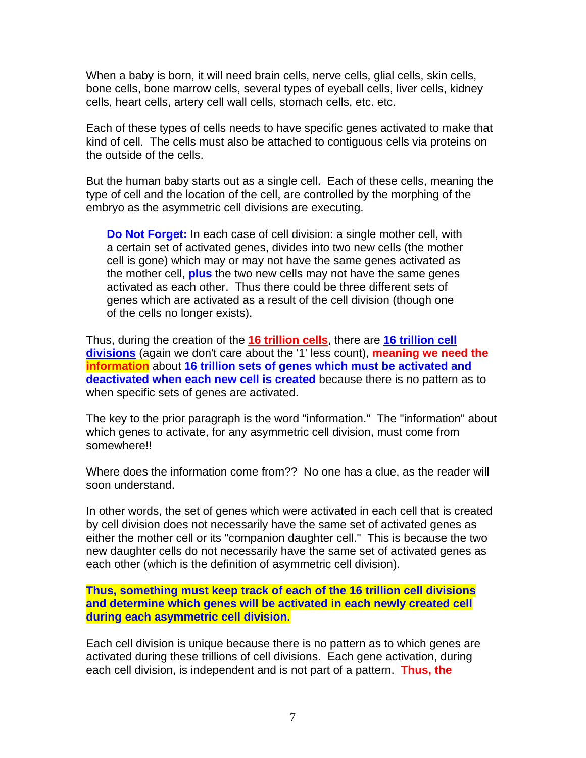When a baby is born, it will need brain cells, nerve cells, glial cells, skin cells, bone cells, bone marrow cells, several types of eyeball cells, liver cells, kidney cells, heart cells, artery cell wall cells, stomach cells, etc. etc.

Each of these types of cells needs to have specific genes activated to make that kind of cell. The cells must also be attached to contiguous cells via proteins on the outside of the cells.

But the human baby starts out as a single cell. Each of these cells, meaning the type of cell and the location of the cell, are controlled by the morphing of the embryo as the asymmetric cell divisions are executing.

> **Do Not Forget:** In each case of cell division: a single mother cell, with a certain set of activated genes, divides into two new cells (the mother cell is gone) which may or may not have the same genes activated as the mother cell, **plus** the two new cells may not have the same genes activated as each other. Thus there could be three different sets of genes which are activated as a result of the cell division (though one of the cells no longer exists).

Thus, during the creation of the **16 trillion cells**, there are **16 trillion cell divisions** (again we don't care about the '1' less count), **meaning we need the information** about **16 trillion sets of genes which must be activated and deactivated when each new cell is created** because there is no pattern as to when specific sets of genes are activated.

The key to the prior paragraph is the word "information." The "information" about which genes to activate, for any asymmetric cell division, must come from somewhere!!

Where does the information come from?? No one has a clue, as the reader will soon understand.

In other words, the set of genes which were activated in each cell that is created by cell division does not necessarily have the same set of activated genes as either the mother cell or its "companion daughter cell." This is because the two new daughter cells do not necessarily have the same set of activated genes as each other (which is the definition of asymmetric cell division).

**Thus, something must keep track of each of the 16 trillion cell divisions and determine which genes will be activated in each newly created cell during each asymmetric cell division.**

Each cell division is unique because there is no pattern as to which genes are activated during these trillions of cell divisions. Each gene activation, during each cell division, is independent and is not part of a pattern. **Thus, the**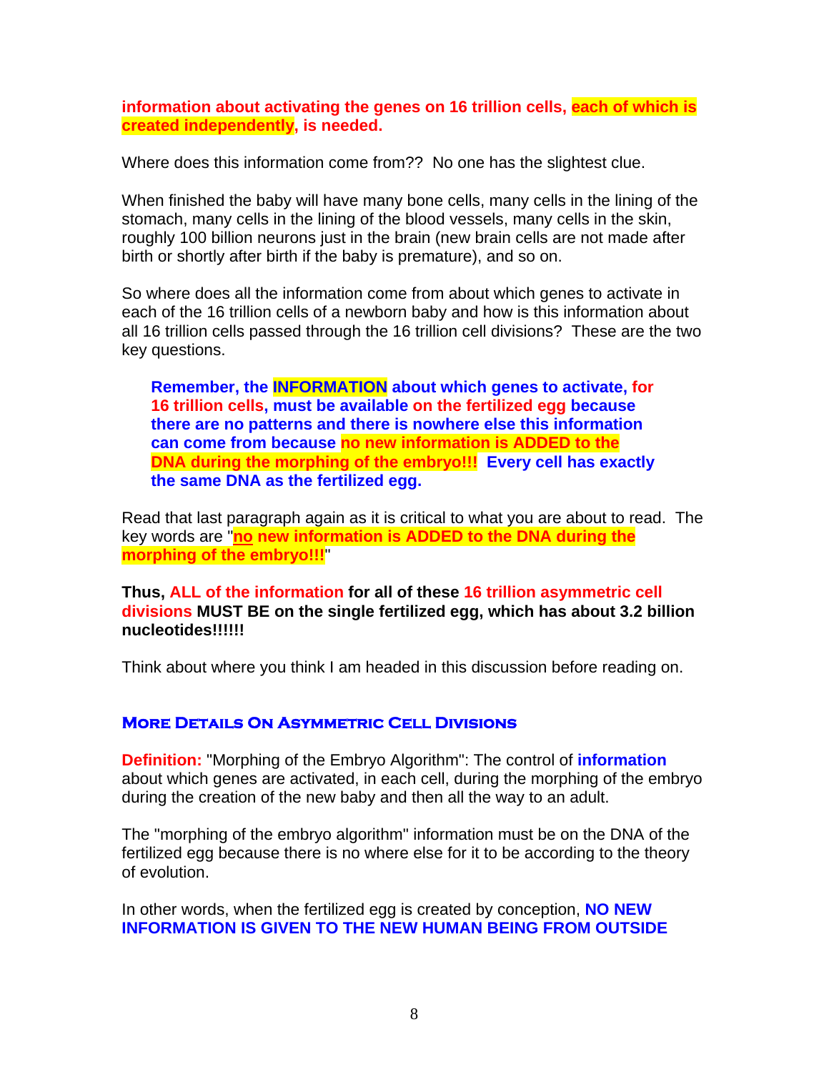**information about activating the genes on 16 trillion cells, each of which is created independently, is needed.**

Where does this information come from?? No one has the slightest clue.

When finished the baby will have many bone cells, many cells in the lining of the stomach, many cells in the lining of the blood vessels, many cells in the skin, roughly 100 billion neurons just in the brain (new brain cells are not made after birth or shortly after birth if the baby is premature), and so on.

So where does all the information come from about which genes to activate in each of the 16 trillion cells of a newborn baby and how is this information about all 16 trillion cells passed through the 16 trillion cell divisions? These are the two key questions.

> **Remember, the INFORMATION about which genes to activate, for 16 trillion cells, must be available on the fertilized egg because there are no patterns and there is nowhere else this information can come from because no new information is ADDED to the DNA during the morphing of the embryo!!! Every cell has exactly the same DNA as the fertilized egg.**

Read that last paragraph again as it is critical to what you are about to read. The key words are "**no new information is ADDED to the DNA during the morphing of the embryo!!!**"

**Thus, ALL of the information for all of these 16 trillion asymmetric cell divisions MUST BE on the single fertilized egg, which has about 3.2 billion nucleotides!!!!!!**

Think about where you think I am headed in this discussion before reading on.

## More Details On Asymmetric Cell Divisions

**Definition:** "Morphing of the Embryo Algorithm": The control of **information** about which genes are activated, in each cell, during the morphing of the embryo during the creation of the new baby and then all the way to an adult.

The "morphing of the embryo algorithm" information must be on the DNA of the fertilized egg because there is no where else for it to be according to the theory of evolution.

In other words, when the fertilized egg is created by conception, **NO NEW INFORMATION IS GIVEN TO THE NEW HUMAN BEING FROM OUTSIDE**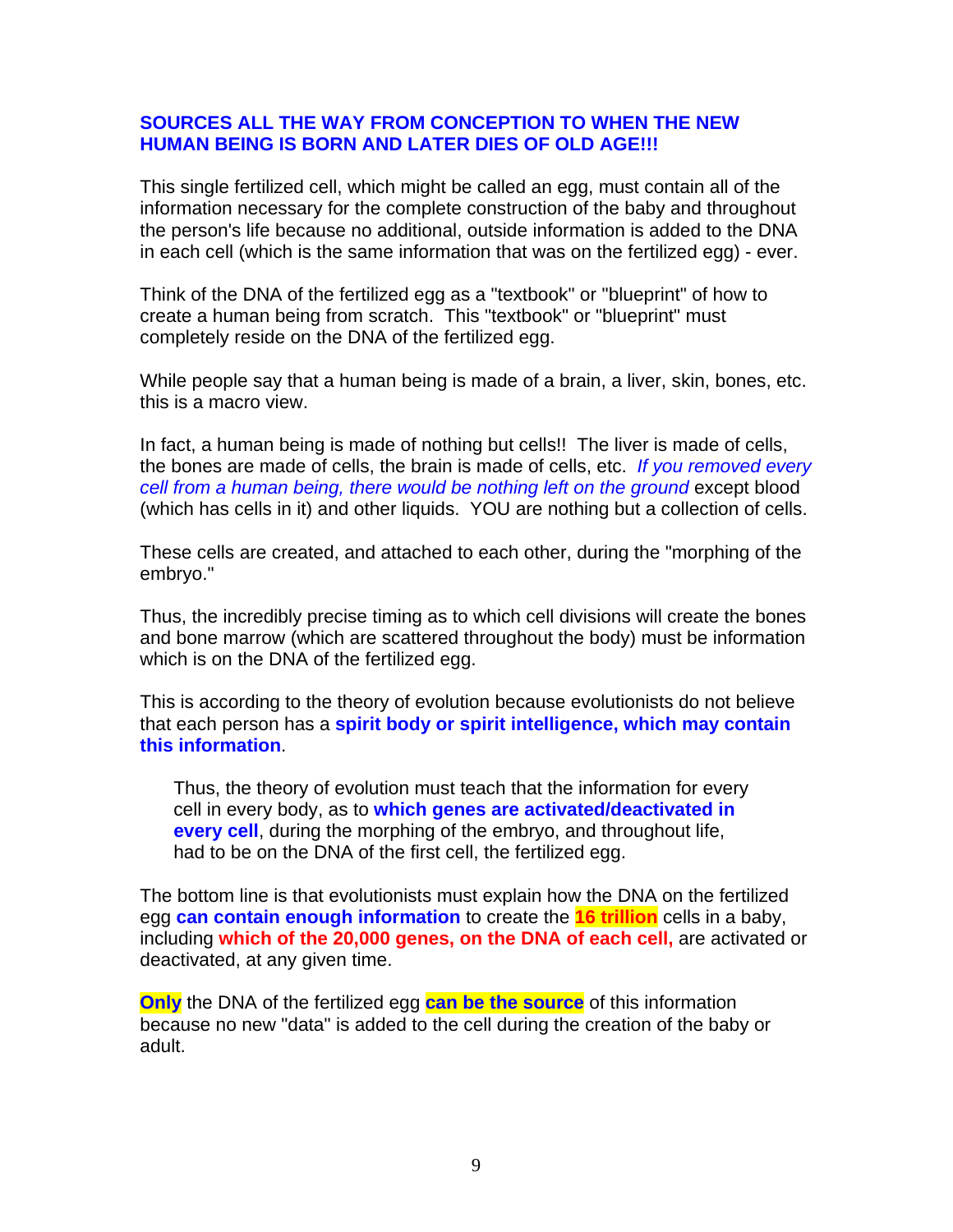**SOURCES ALL THE WAY FROM CONCEPTION TO WHEN THE NEW HUMAN BEING IS BORN AND LATER DIES OF OLD AGE!!!**

This single fertilized cell, which might be called an egg, must contain all of the information necessary for the complete construction of the baby and throughout the person's life because no additional, outside information is added to the DNA in each cell (which is the same information that was on the fertilized egg) - ever.

Think of the DNA of the fertilized egg as a "textbook" or "blueprint" of how to create a human being from scratch. This "textbook" or "blueprint" must completely reside on the DNA of the fertilized egg.

While people say that a human being is made of a brain, a liver, skin, bones, etc. this is a macro view.

In fact, a human being is made of nothing but cells!! The liver is made of cells, the bones are made of cells, the brain is made of cells, etc. *If you removed every cell from a human being, there would be nothing left on the ground* except blood (which has cells in it) and other liquids. YOU are nothing but a collection of cells.

These cells are created, and attached to each other, during the "morphing of the embryo."

Thus, the incredibly precise timing as to which cell divisions will create the bones and bone marrow (which are scattered throughout the body) must be information which is on the DNA of the fertilized egg.

This is according to the theory of evolution because evolutionists do not believe that each person has a **spirit body or spirit intelligence, which may contain this information**.

> Thus, the theory of evolution must teach that the information for every cell in every body, as to **which genes are activated/deactivated in every cell**, during the morphing of the embryo, and throughout life, had to be on the DNA of the first cell, the fertilized egg.

The bottom line is that evolutionists must explain how the DNA on the fertilized egg **can contain enough information** to create the **16 trillion** cells in a baby, including **which of the 20,000 genes, on the DNA of each cell,** are activated or deactivated, at any given time.

**Only** the DNA of the fertilized egg **can be the source** of this information because no new "data" is added to the cell during the creation of the baby or adult.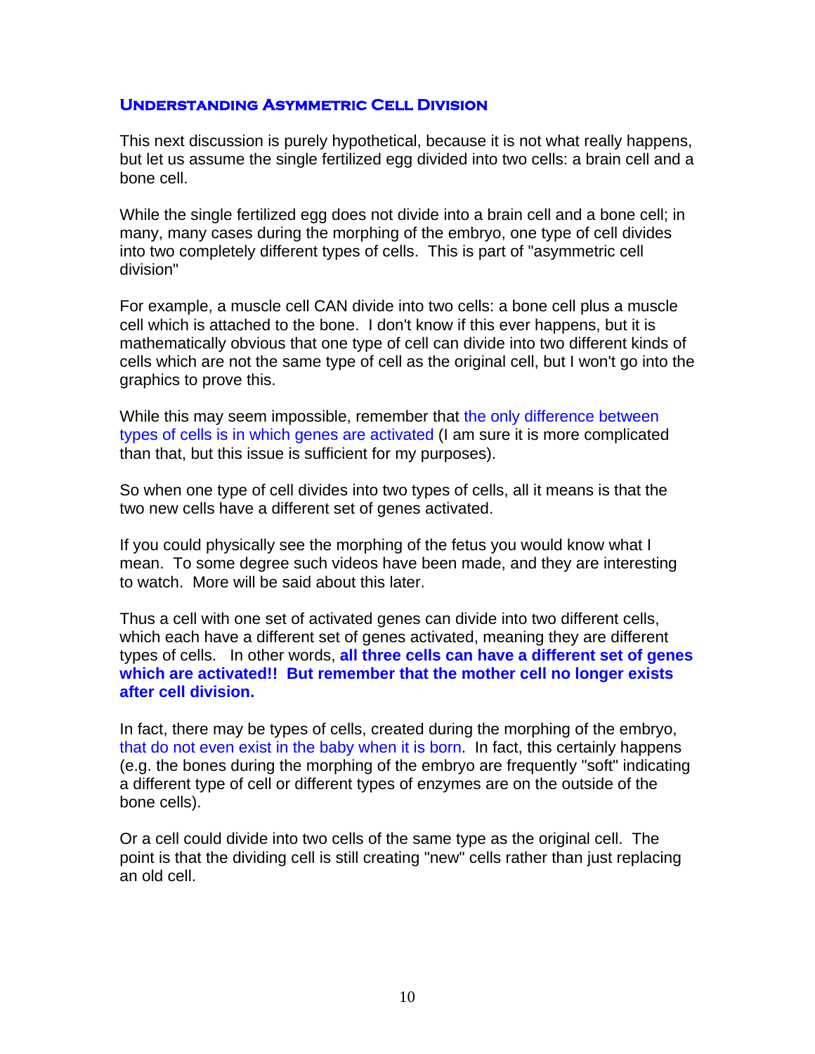## Understanding Asymmetric Cell Division

This next discussion is purely hypothetical, because it is not what really happens, but let us assume the single fertilized egg divided into two cells: a brain cell and a bone cell.

While the single fertilized egg does not divide into a brain cell and a bone cell; in many, many cases during the morphing of the embryo, one type of cell divides into two completely different types of cells. This is part of "asymmetric cell division"

For example, a muscle cell CAN divide into two cells: a bone cell plus a muscle cell which is attached to the bone. I don't know if this ever happens, but it is mathematically obvious that one type of cell can divide into two different kinds of cells which are not the same type of cell as the original cell, but I won't go into the graphics to prove this.

While this may seem impossible, remember that the only difference between types of cells is in which genes are activated (I am sure it is more complicated than that, but this issue is sufficient for my purposes).

So when one type of cell divides into two types of cells, all it means is that the two new cells have a different set of genes activated.

If you could physically see the morphing of the fetus you would know what I mean. To some degree such videos have been made, and they are interesting to watch. More will be said about this later.

Thus a cell with one set of activated genes can divide into two different cells, which each have a different set of genes activated, meaning they are different types of cells. In other words, **all three cells can have a different set of genes which are activated!! But remember that the mother cell no longer exists after cell division.**

In fact, there may be types of cells, created during the morphing of the embryo, that do not even exist in the baby when it is born. In fact, this certainly happens (e.g. the bones during the morphing of the embryo are frequently "soft" indicating a different type of cell or different types of enzymes are on the outside of the bone cells).

Or a cell could divide into two cells of the same type as the original cell. The point is that the dividing cell is still creating "new" cells rather than just replacing an old cell.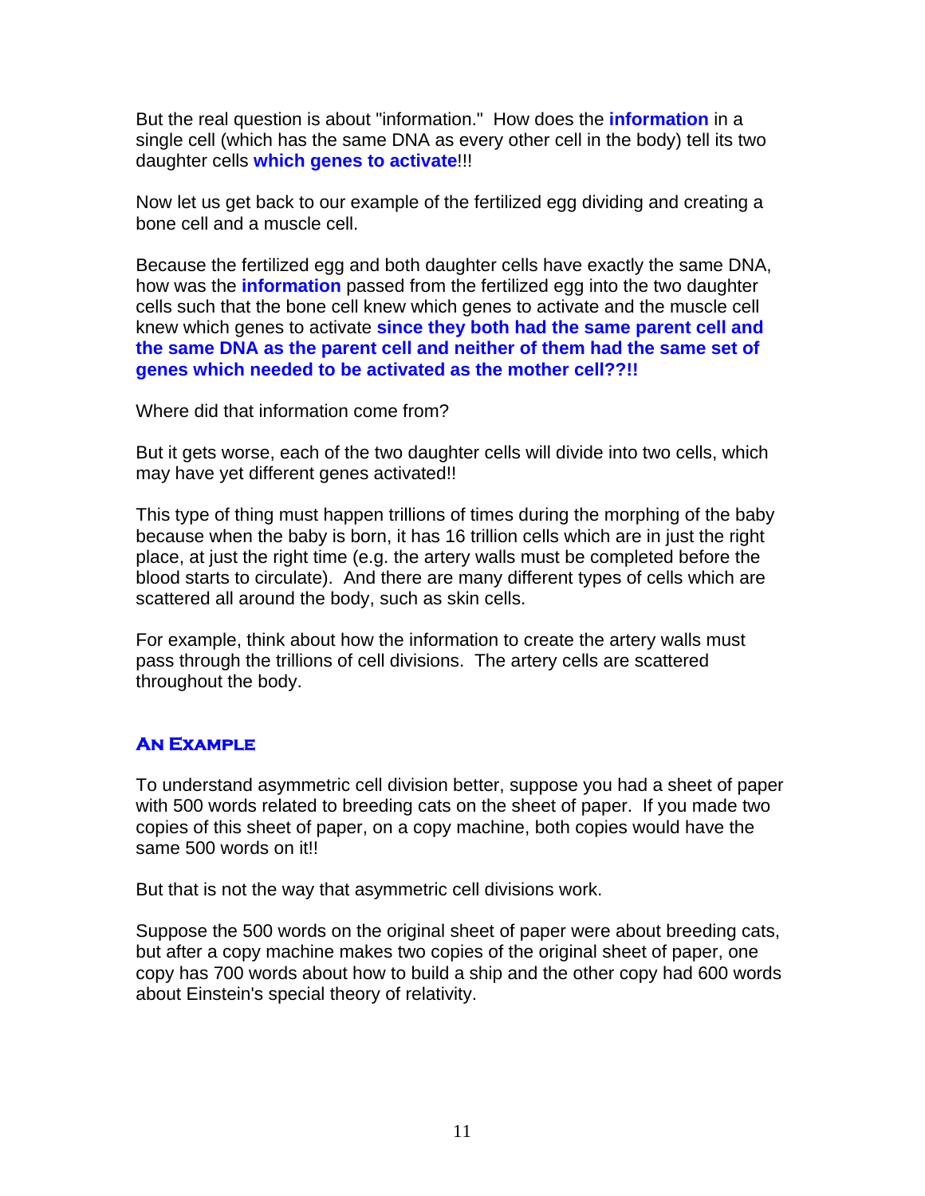But the real question is about "information." How does the **information** in a single cell (which has the same DNA as every other cell in the body) tell its two daughter cells **which genes to activate**!!!

Now let us get back to our example of the fertilized egg dividing and creating a bone cell and a muscle cell.

Because the fertilized egg and both daughter cells have exactly the same DNA, how was the **information** passed from the fertilized egg into the two daughter cells such that the bone cell knew which genes to activate and the muscle cell knew which genes to activate **since they both had the same parent cell and the same DNA as the parent cell and neither of them had the same set of genes which needed to be activated as the mother cell??!!**

Where did that information come from?

But it gets worse, each of the two daughter cells will divide into two cells, which may have yet different genes activated!!

This type of thing must happen trillions of times during the morphing of the baby because when the baby is born, it has 16 trillion cells which are in just the right place, at just the right time (e.g. the artery walls must be completed before the blood starts to circulate). And there are many different types of cells which are scattered all around the body, such as skin cells.

For example, think about how the information to create the artery walls must pass through the trillions of cell divisions. The artery cells are scattered throughout the body.

## An Example

To understand asymmetric cell division better, suppose you had a sheet of paper with 500 words related to breeding cats on the sheet of paper. If you made two copies of this sheet of paper, on a copy machine, both copies would have the same 500 words on it!!

But that is not the way that asymmetric cell divisions work.

Suppose the 500 words on the original sheet of paper were about breeding cats, but after a copy machine makes two copies of the original sheet of paper, one copy has 700 words about how to build a ship and the other copy had 600 words about Einstein's special theory of relativity.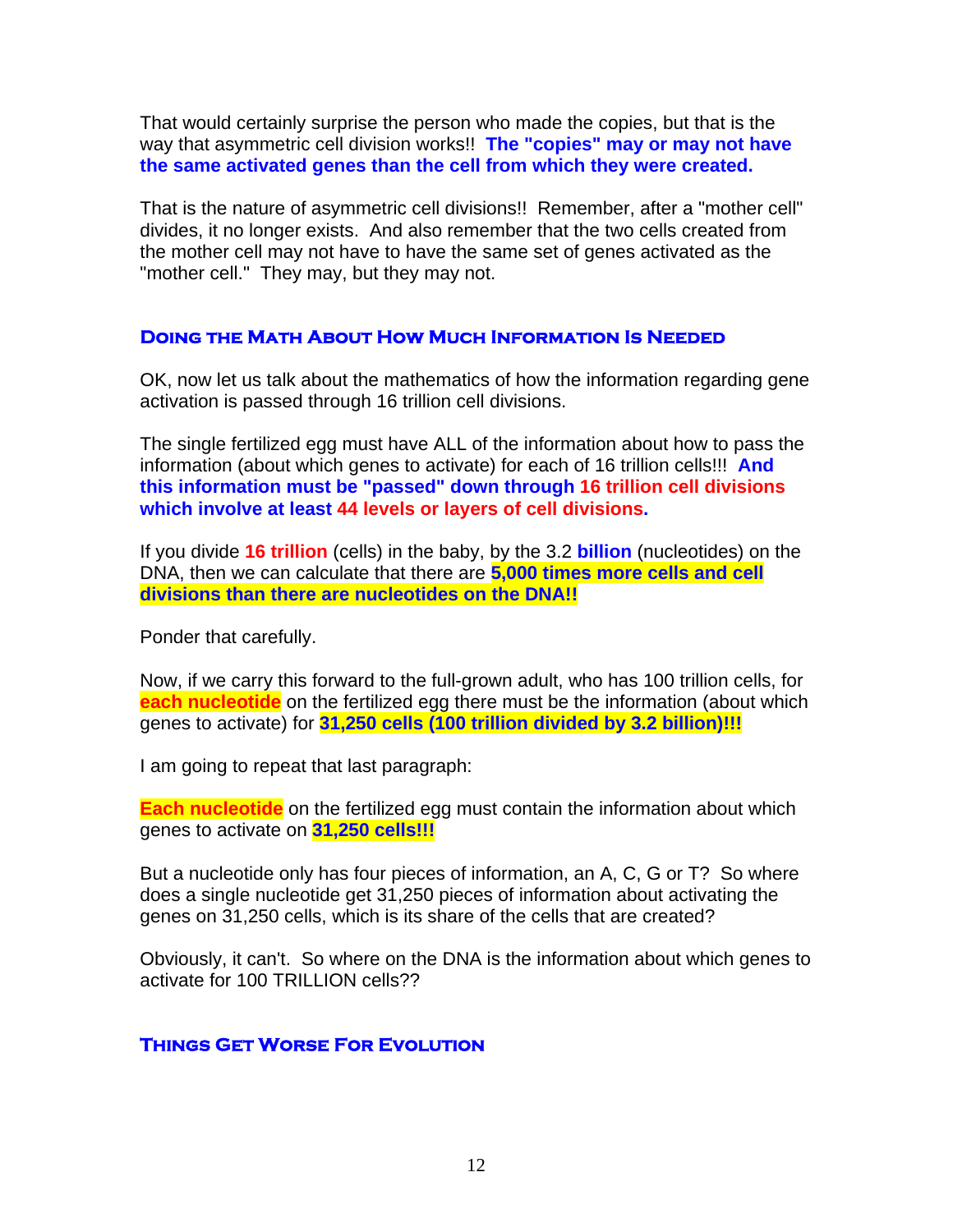That would certainly surprise the person who made the copies, but that is the way that asymmetric cell division works!! **The "copies" may or may not have the same activated genes than the cell from which they were created.**

That is the nature of asymmetric cell divisions!! Remember, after a "mother cell" divides, it no longer exists. And also remember that the two cells created from the mother cell may not have to have the same set of genes activated as the "mother cell." They may, but they may not.

### Doing the Math About How Much Information Is Needed

OK, now let us talk about the mathematics of how the information regarding gene activation is passed through 16 trillion cell divisions.

The single fertilized egg must have ALL of the information about how to pass the information (about which genes to activate) for each of 16 trillion cells!!! **And this information must be "passed" down through 16 trillion cell divisions which involve at least 44 levels or layers of cell divisions.**

If you divide **16 trillion** (cells) in the baby, by the 3.2 **billion** (nucleotides) on the DNA, then we can calculate that there are **5,000 times more cells and cell divisions than there are nucleotides on the DNA!!**

Ponder that carefully.

Now, if we carry this forward to the full-grown adult, who has 100 trillion cells, for **each nucleotide** on the fertilized egg there must be the information (about which genes to activate) for **31,250 cells (100 trillion divided by 3.2 billion)!!!**

I am going to repeat that last paragraph:

**Each nucleotide** on the fertilized egg must contain the information about which genes to activate on **31,250 cells!!!**

But a nucleotide only has four pieces of information, an A, C, G or T? So where does a single nucleotide get 31,250 pieces of information about activating the genes on 31,250 cells, which is its share of the cells that are created?

Obviously, it can't. So where on the DNA is the information about which genes to activate for 100 TRILLION cells??

### Things Get Worse For Evolution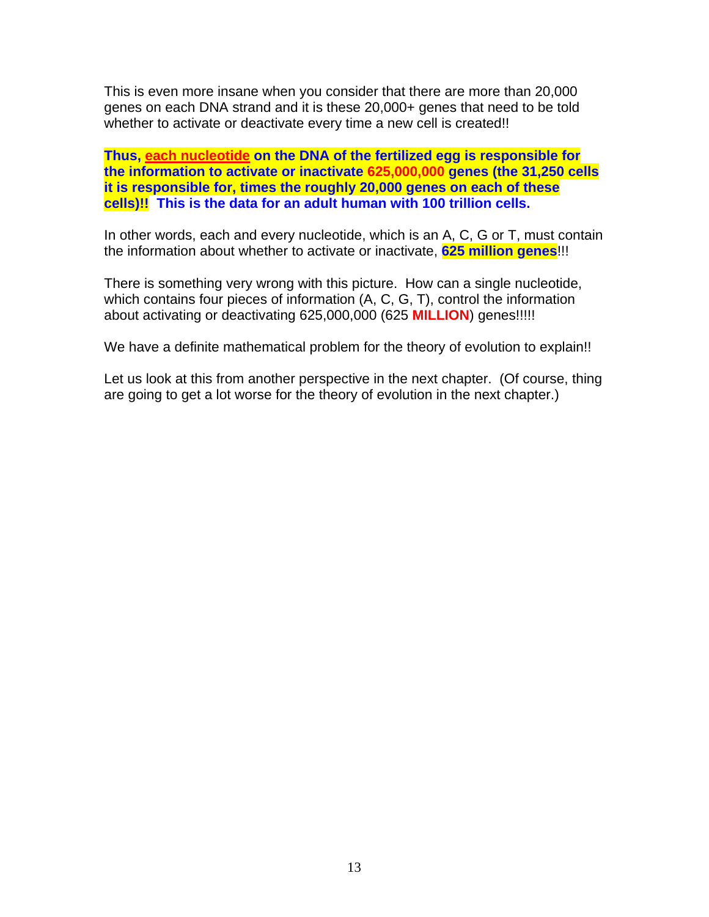This is even more insane when you consider that there are more than 20,000 genes on each DNA strand and it is these 20,000+ genes that need to be told whether to activate or deactivate every time a new cell is created!!

**Thus, each nucleotide on the DNA of the fertilized egg is responsible for the information to activate or inactivate 625,000,000 genes (the 31,250 cells it is responsible for, times the roughly 20,000 genes on each of these cells)!! This is the data for an adult human with 100 trillion cells.**

In other words, each and every nucleotide, which is an A, C, G or T, must contain the information about whether to activate or inactivate, **625 million genes**!!!

There is something very wrong with this picture. How can a single nucleotide, which contains four pieces of information (A, C, G, T), control the information about activating or deactivating 625,000,000 (625 **MILLION**) genes!!!!!

We have a definite mathematical problem for the theory of evolution to explain!!

Let us look at this from another perspective in the next chapter. (Of course, thing are going to get a lot worse for the theory of evolution in the next chapter.)